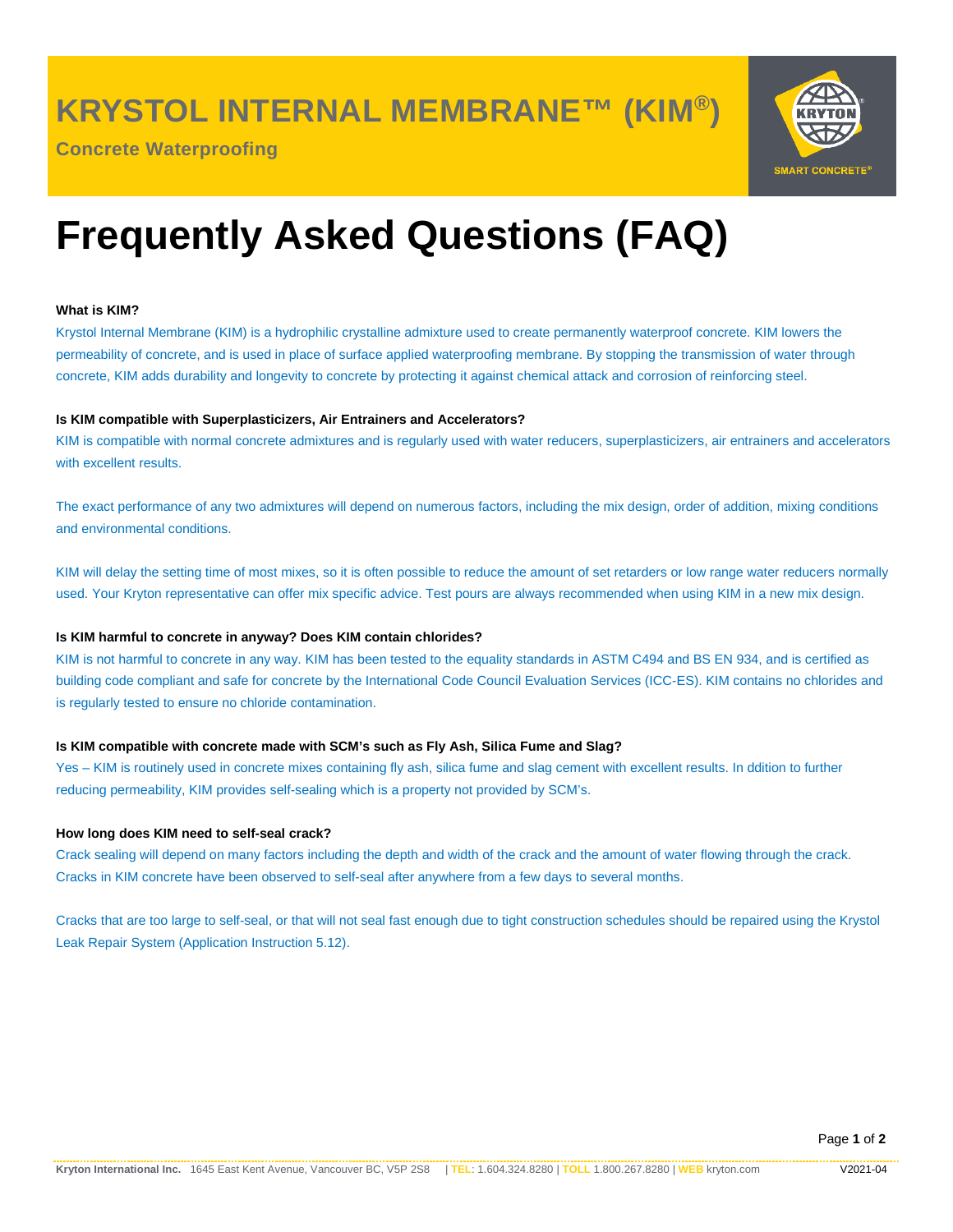# KRYSTOL INTERNAL MEMBRANE™ (KIM®)

**Concrete Waterproofing**

# Frequently Asked Questions (FAQ)

**What is KIM?**

Krystol Internal Membrane (KIM) is a hydrophilic crystalline admixture used to create permanently waterproof concrete. KIM lowers the permeability of concrete, and is used in place of surface applied waterproofing membrane. By stopping the transmission of water through concrete, KIM adds durability and longevity to concrete by protecting it against chemical attack and corrosion of reinforcing steel.

**Is KIM compatible with Superplasticizers, Air Entrainers and Accelerators?**

KIM is compatible with normal concrete admixtures and is regularly used with water reducers, superplasticizers, air entrainers and accelerators with excellent results.

The exact performance of any two admixtures will depend on numerous factors, including the mix design, order of addition, mixing conditions and environmental conditions.

KIM will delay the setting time of most mixes, so it is often possible to reduce the amount of set retarders or low range water reducers normally used. Your Kryton representative can offer mix specific advice. Test pours are always recommended when using KIM in a new mix design.

**Is KIM harmful to concrete in anyway? Does KIM contain chlorides?**

KIM is not harmful to concrete in any way. KIM has been tested to the equality standards in ASTM C494 and BS EN 934, and is certified as building code compliant and safe for concrete by the International Code Council Evaluation Services (ICC-ES). KIM contains no chlorides and is regularly tested to ensure no chloride contamination.

**Is KIM compatible with concrete made with SCM's such as Fly Ash, Silica Fume and Slag?**

Yes – KIM is routinely used in concrete mixes containing fly ash, silica fume and slag cement with excellent results. In ddition to further reducing permeability, KIM provides self-sealing which is a property not provided by SCM's.

**How long does KIM need to self-seal crack?**

Crack sealing will depend on many factors including the depth and width of the crack and the amount of water flowing through the crack. Cracks in KIM concrete have been observed to self-seal after anywhere from a few days to several months.

Cracks that are too large to self-seal, or that will not seal fast enough due to tight construction schedules should be repaired using the Krystol Leak Repair System (Application Instruction 5.12).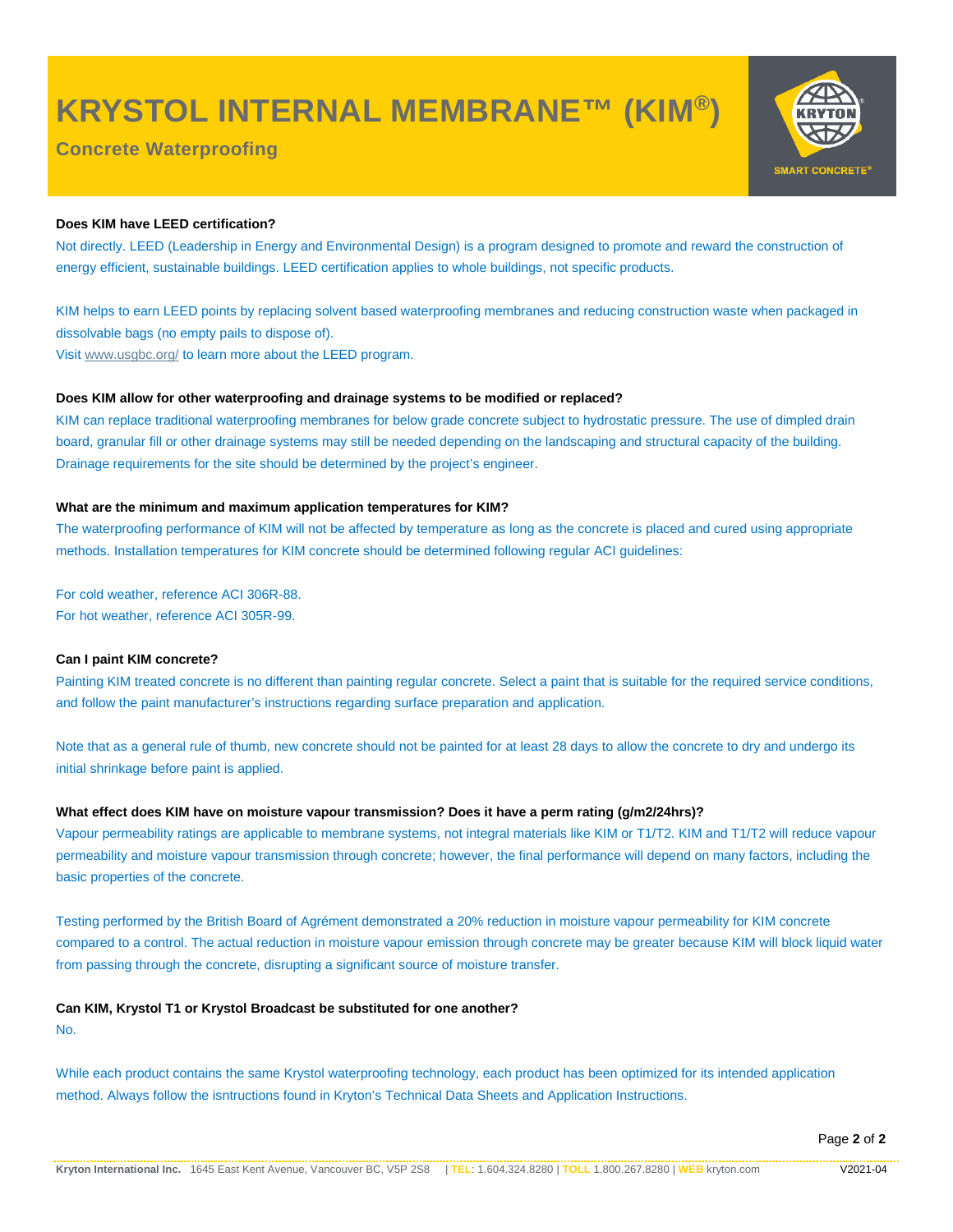# KRYSTOL INTERNAL MEMBRANE™ (KIM®)

## Concrete Waterproofing

**Does KIM have LEED certification?**

Not directly. LEED (Leadership in Energy and Environmental Design) is a program designed to promote and reward the construction of energy efficient, sustainable buildings. LEED certification applies to whole buildings, not specific products.

KIM helps to earn LEED points by replacing solvent based waterproofing membranes and reducing construction waste when packaged in dissolvable bags (no empty pails to dispose of).
Visit www.usgbc.org/ to learn more about the LEED program.

**Does KIM allow for other waterproofing and drainage systems to be modified or replaced?**

KIM can replace traditional waterproofing membranes for below grade concrete subject to hydrostatic pressure. The use of dimpled drain board, granular fill or other drainage systems may still be needed depending on the landscaping and structural capacity of the building. Drainage requirements for the site should be determined by the project's engineer.

**What are the minimum and maximum application temperatures for KIM?**

The waterproofing performance of KIM will not be affected by temperature as long as the concrete is placed and cured using appropriate methods. Installation temperatures for KIM concrete should be determined following regular ACI guidelines:

For cold weather, reference ACI 306R-88.
For hot weather, reference ACI 305R-99.

**Can I paint KIM concrete?**

Painting KIM treated concrete is no different than painting regular concrete. Select a paint that is suitable for the required service conditions, and follow the paint manufacturer's instructions regarding surface preparation and application.

Note that as a general rule of thumb, new concrete should not be painted for at least 28 days to allow the concrete to dry and undergo its initial shrinkage before paint is applied.

**What effect does KIM have on moisture vapour transmission? Does it have a perm rating (g/m2/24hrs)?**

Vapour permeability ratings are applicable to membrane systems, not integral materials like KIM or T1/T2. KIM and T1/T2 will reduce vapour permeability and moisture vapour transmission through concrete; however, the final performance will depend on many factors, including the basic properties of the concrete.

Testing performed by the British Board of Agrément demonstrated a 20% reduction in moisture vapour permeability for KIM concrete compared to a control. The actual reduction in moisture vapour emission through concrete may be greater because KIM will block liquid water from passing through the concrete, disrupting a significant source of moisture transfer.

**Can KIM, Krystol T1 or Krystol Broadcast be substituted for one another?**

No.

While each product contains the same Krystol waterproofing technology, each product has been optimized for its intended application method. Always follow the isntructions found in Kryton's Technical Data Sheets and Application Instructions.